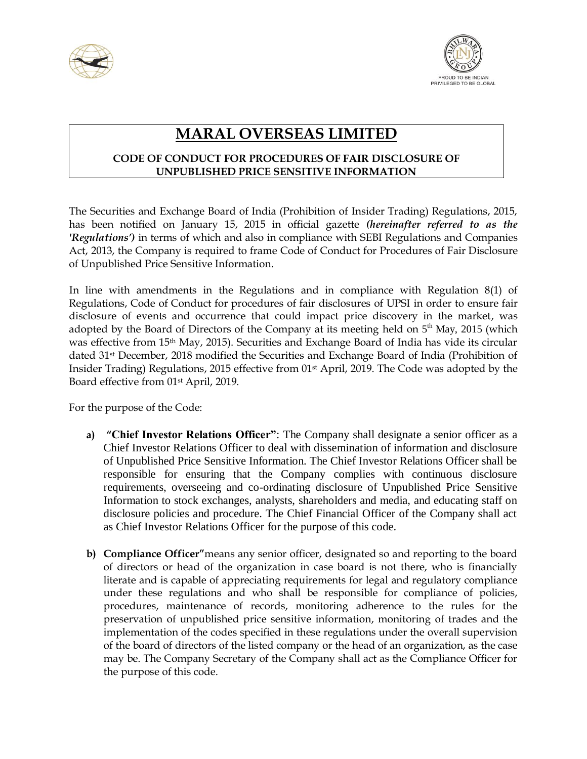# MARAL OVERSEAS LIMITED

**CODE OF CONDUCT FOR PROCEDURES OF FAIR DISCLOSURE OF UNPUBLISHED PRICE SENSITIVE INFORMATION**

The Securities and Exchange Board of India (Prohibition of Insider Trading) Regulations, 2015, has been notified on January 15, 2015 in official gazette ***(hereinafter referred to as the 'Regulations')*** in terms of which and also in compliance with SEBI Regulations and Companies Act, 2013, the Company is required to frame Code of Conduct for Procedures of Fair Disclosure of Unpublished Price Sensitive Information.

In line with amendments in the Regulations and in compliance with Regulation 8(1) of Regulations, Code of Conduct for procedures of fair disclosures of UPSI in order to ensure fair disclosure of events and occurrence that could impact price discovery in the market, was adopted by the Board of Directors of the Company at its meeting held on 5th May, 2015 (which was effective from 15th May, 2015). Securities and Exchange Board of India has vide its circular dated 31st December, 2018 modified the Securities and Exchange Board of India (Prohibition of Insider Trading) Regulations, 2015 effective from 01st April, 2019. The Code was adopted by the Board effective from 01st April, 2019.

For the purpose of the Code:

**a)** **"Chief Investor Relations Officer"**: The Company shall designate a senior officer as a Chief Investor Relations Officer to deal with dissemination of information and disclosure of Unpublished Price Sensitive Information. The Chief Investor Relations Officer shall be responsible for ensuring that the Company complies with continuous disclosure requirements, overseeing and co-ordinating disclosure of Unpublished Price Sensitive Information to stock exchanges, analysts, shareholders and media, and educating staff on disclosure policies and procedure. The Chief Financial Officer of the Company shall act as Chief Investor Relations Officer for the purpose of this code.

**b)** **Compliance Officer"** means any senior officer, designated so and reporting to the board of directors or head of the organization in case board is not there, who is financially literate and is capable of appreciating requirements for legal and regulatory compliance under these regulations and who shall be responsible for compliance of policies, procedures, maintenance of records, monitoring adherence to the rules for the preservation of unpublished price sensitive information, monitoring of trades and the implementation of the codes specified in these regulations under the overall supervision of the board of directors of the listed company or the head of an organization, as the case may be. The Company Secretary of the Company shall act as the Compliance Officer for the purpose of this code.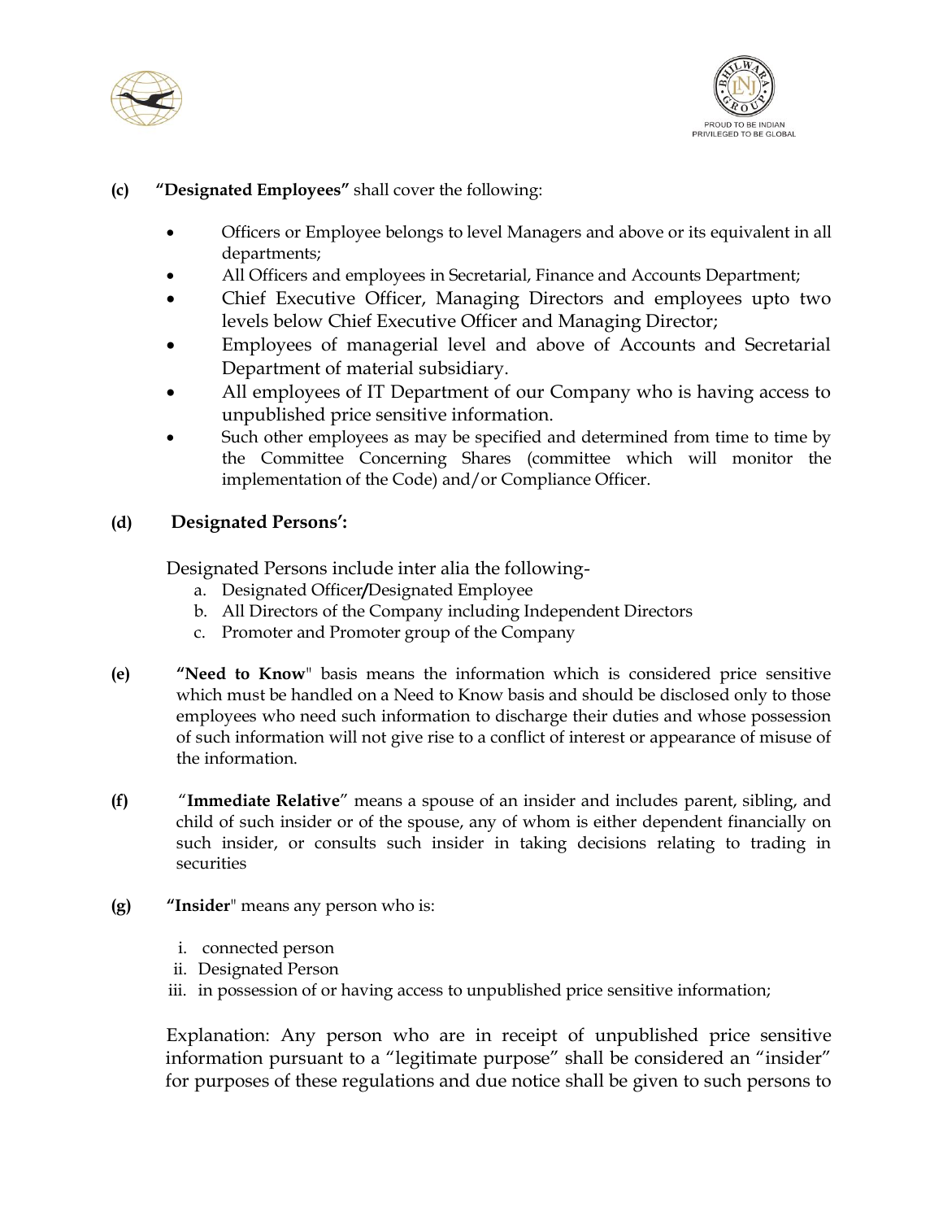**(c) "Designated Employees"** shall cover the following:

- Officers or Employee belongs to level Managers and above or its equivalent in all departments;
- All Officers and employees in Secretarial, Finance and Accounts Department;
- Chief Executive Officer, Managing Directors and employees upto two levels below Chief Executive Officer and Managing Director;
- Employees of managerial level and above of Accounts and Secretarial Department of material subsidiary.
- All employees of IT Department of our Company who is having access to unpublished price sensitive information.
- Such other employees as may be specified and determined from time to time by the Committee Concerning Shares (committee which will monitor the implementation of the Code) and/or Compliance Officer.

**(d) Designated Persons':**

Designated Persons include inter alia the following-

a. Designated Officer/Designated Employee
b. All Directors of the Company including Independent Directors
c. Promoter and Promoter group of the Company

**(e) "Need to Know"** basis means the information which is considered price sensitive which must be handled on a Need to Know basis and should be disclosed only to those employees who need such information to discharge their duties and whose possession of such information will not give rise to a conflict of interest or appearance of misuse of the information.

**(f) "Immediate Relative"** means a spouse of an insider and includes parent, sibling, and child of such insider or of the spouse, any of whom is either dependent financially on such insider, or consults such insider in taking decisions relating to trading in securities

**(g) "Insider"** means any person who is:

i. connected person
ii. Designated Person
iii. in possession of or having access to unpublished price sensitive information;

Explanation: Any person who are in receipt of unpublished price sensitive information pursuant to a "legitimate purpose" shall be considered an "insider" for purposes of these regulations and due notice shall be given to such persons to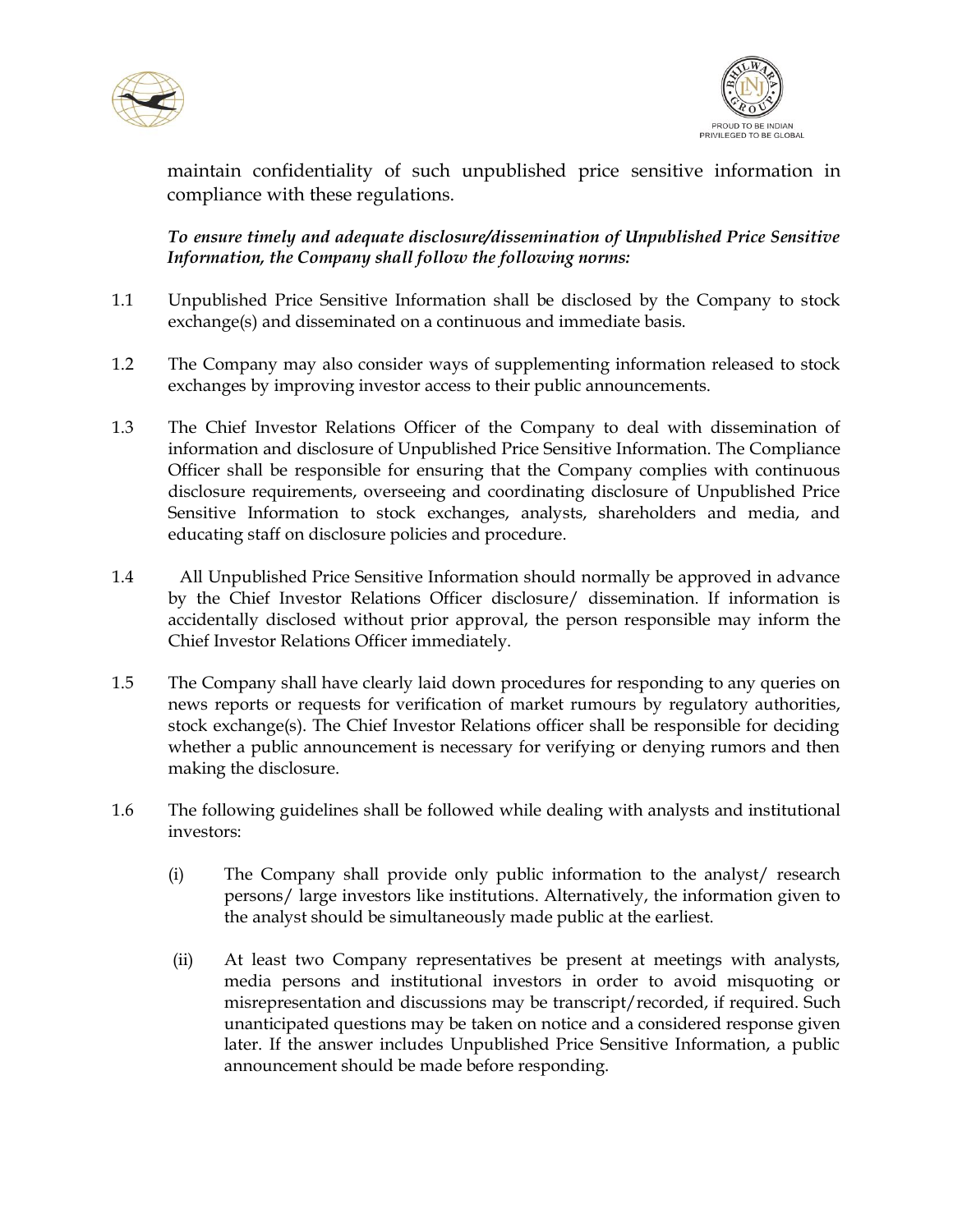maintain confidentiality of such unpublished price sensitive information in compliance with these regulations.

***To ensure timely and adequate disclosure/dissemination of Unpublished Price Sensitive Information, the Company shall follow the following norms:***

1.1 Unpublished Price Sensitive Information shall be disclosed by the Company to stock exchange(s) and disseminated on a continuous and immediate basis.

1.2 The Company may also consider ways of supplementing information released to stock exchanges by improving investor access to their public announcements.

1.3 The Chief Investor Relations Officer of the Company to deal with dissemination of information and disclosure of Unpublished Price Sensitive Information. The Compliance Officer shall be responsible for ensuring that the Company complies with continuous disclosure requirements, overseeing and coordinating disclosure of Unpublished Price Sensitive Information to stock exchanges, analysts, shareholders and media, and educating staff on disclosure policies and procedure.

1.4 All Unpublished Price Sensitive Information should normally be approved in advance by the Chief Investor Relations Officer disclosure/ dissemination. If information is accidentally disclosed without prior approval, the person responsible may inform the Chief Investor Relations Officer immediately.

1.5 The Company shall have clearly laid down procedures for responding to any queries on news reports or requests for verification of market rumours by regulatory authorities, stock exchange(s). The Chief Investor Relations officer shall be responsible for deciding whether a public announcement is necessary for verifying or denying rumors and then making the disclosure.

1.6 The following guidelines shall be followed while dealing with analysts and institutional investors:

(i) The Company shall provide only public information to the analyst/ research persons/ large investors like institutions. Alternatively, the information given to the analyst should be simultaneously made public at the earliest.

(ii) At least two Company representatives be present at meetings with analysts, media persons and institutional investors in order to avoid misquoting or misrepresentation and discussions may be transcript/recorded, if required. Such unanticipated questions may be taken on notice and a considered response given later. If the answer includes Unpublished Price Sensitive Information, a public announcement should be made before responding.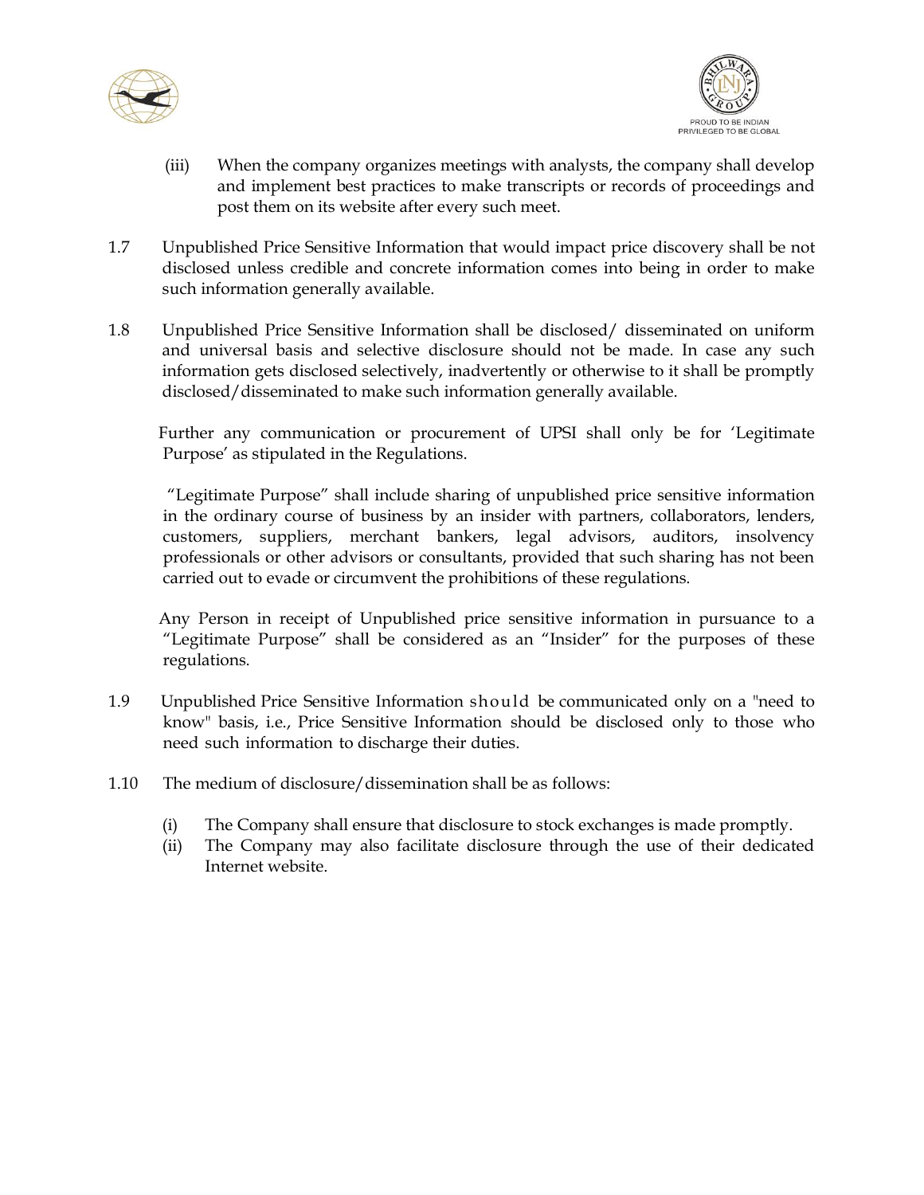(iii) When the company organizes meetings with analysts, the company shall develop and implement best practices to make transcripts or records of proceedings and post them on its website after every such meet.

1.7 Unpublished Price Sensitive Information that would impact price discovery shall be not disclosed unless credible and concrete information comes into being in order to make such information generally available.

1.8 Unpublished Price Sensitive Information shall be disclosed/ disseminated on uniform and universal basis and selective disclosure should not be made. In case any such information gets disclosed selectively, inadvertently or otherwise to it shall be promptly disclosed/disseminated to make such information generally available.

Further any communication or procurement of UPSI shall only be for 'Legitimate Purpose' as stipulated in the Regulations.

"Legitimate Purpose" shall include sharing of unpublished price sensitive information in the ordinary course of business by an insider with partners, collaborators, lenders, customers, suppliers, merchant bankers, legal advisors, auditors, insolvency professionals or other advisors or consultants, provided that such sharing has not been carried out to evade or circumvent the prohibitions of these regulations.

Any Person in receipt of Unpublished price sensitive information in pursuance to a "Legitimate Purpose" shall be considered as an "Insider" for the purposes of these regulations.

1.9 Unpublished Price Sensitive Information should be communicated only on a "need to know" basis, i.e., Price Sensitive Information should be disclosed only to those who need such information to discharge their duties.

1.10 The medium of disclosure/dissemination shall be as follows:

(i) The Company shall ensure that disclosure to stock exchanges is made promptly.
(ii) The Company may also facilitate disclosure through the use of their dedicated Internet website.